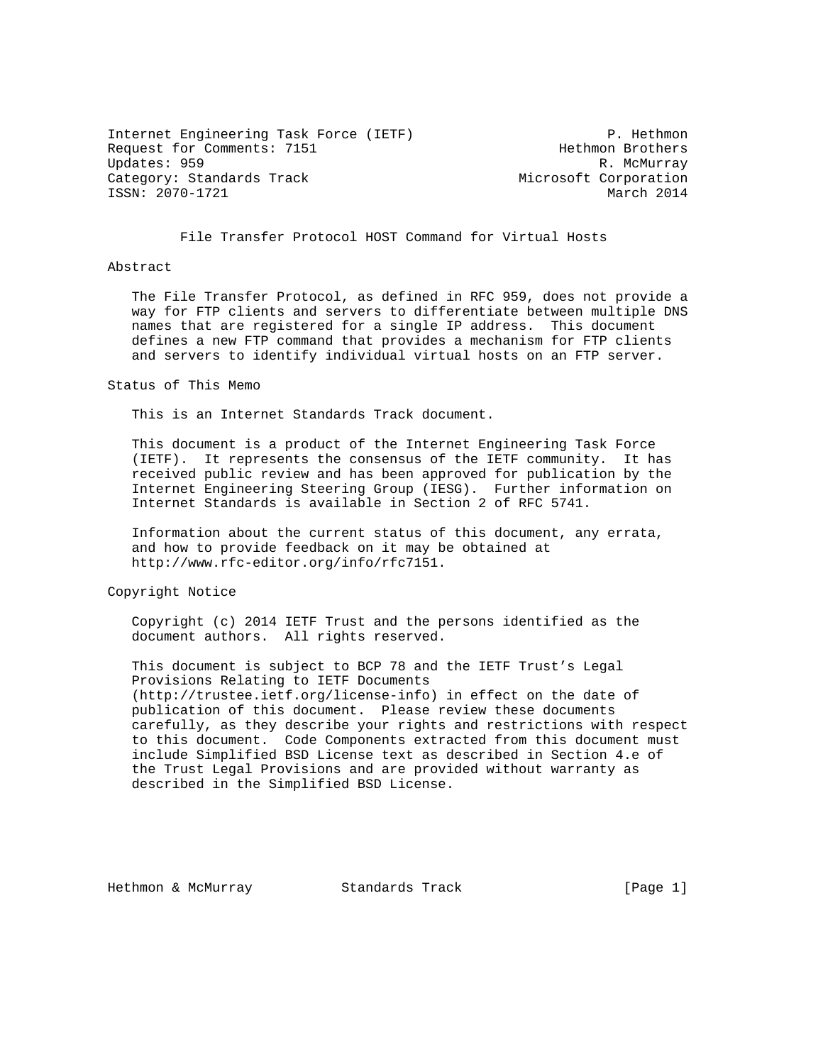Internet Engineering Task Force (IETF) P. Hethmon
Request for Comments: 7151 Hethmon Brothers
Updates: 959 R. McMurray
Category: Standards Track Microsoft Corporation
ISSN: 2070-1721 March 2014

# File Transfer Protocol HOST Command for Virtual Hosts

## Abstract

The File Transfer Protocol, as defined in RFC 959, does not provide a way for FTP clients and servers to differentiate between multiple DNS names that are registered for a single IP address. This document defines a new FTP command that provides a mechanism for FTP clients and servers to identify individual virtual hosts on an FTP server.

## Status of This Memo

This is an Internet Standards Track document.

This document is a product of the Internet Engineering Task Force (IETF). It represents the consensus of the IETF community. It has received public review and has been approved for publication by the Internet Engineering Steering Group (IESG). Further information on Internet Standards is available in Section 2 of RFC 5741.

Information about the current status of this document, any errata, and how to provide feedback on it may be obtained at http://www.rfc-editor.org/info/rfc7151.

## Copyright Notice

Copyright (c) 2014 IETF Trust and the persons identified as the document authors. All rights reserved.

This document is subject to BCP 78 and the IETF Trust's Legal Provisions Relating to IETF Documents (http://trustee.ietf.org/license-info) in effect on the date of publication of this document. Please review these documents carefully, as they describe your rights and restrictions with respect to this document. Code Components extracted from this document must include Simplified BSD License text as described in Section 4.e of the Trust Legal Provisions and are provided without warranty as described in the Simplified BSD License.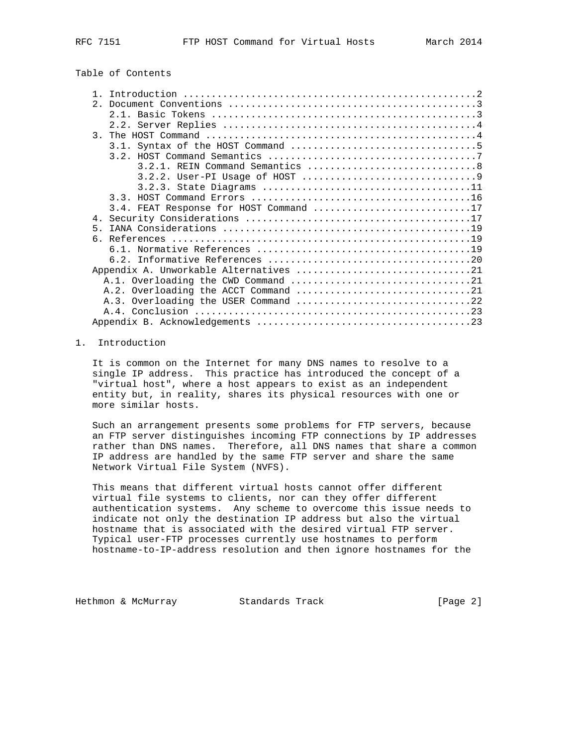Table of Contents

```
   1. Introduction ....................................................2
   2. Document Conventions ............................................3
      2.1. Basic Tokens ...............................................3
      2.2. Server Replies .............................................4
   3. The HOST Command ................................................4
      3.1. Syntax of the HOST Command .................................5
      3.2. HOST Command Semantics .....................................7
           3.2.1. REIN Command Semantics ..............................8
           3.2.2. User-PI Usage of HOST ...............................9
           3.2.3. State Diagrams .....................................11
      3.3. HOST Command Errors .......................................16
      3.4. FEAT Response for HOST Command ............................17
   4. Security Considerations ........................................17
   5. IANA Considerations ............................................19
   6. References .....................................................19
      6.1. Normative References ......................................19
      6.2. Informative References ....................................20
   Appendix A. Unworkable Alternatives ...............................21
     A.1. Overloading the CWD Command ................................21
     A.2. Overloading the ACCT Command ...............................21
     A.3. Overloading the USER Command ...............................22
     A.4. Conclusion .................................................23
   Appendix B. Acknowledgements ......................................23
```

## 1. Introduction

It is common on the Internet for many DNS names to resolve to a single IP address. This practice has introduced the concept of a "virtual host", where a host appears to exist as an independent entity but, in reality, shares its physical resources with one or more similar hosts.

Such an arrangement presents some problems for FTP servers, because an FTP server distinguishes incoming FTP connections by IP addresses rather than DNS names. Therefore, all DNS names that share a common IP address are handled by the same FTP server and share the same Network Virtual File System (NVFS).

This means that different virtual hosts cannot offer different virtual file systems to clients, nor can they offer different authentication systems. Any scheme to overcome this issue needs to indicate not only the destination IP address but also the virtual hostname that is associated with the desired virtual FTP server. Typical user-FTP processes currently use hostnames to perform hostname-to-IP-address resolution and then ignore hostnames for the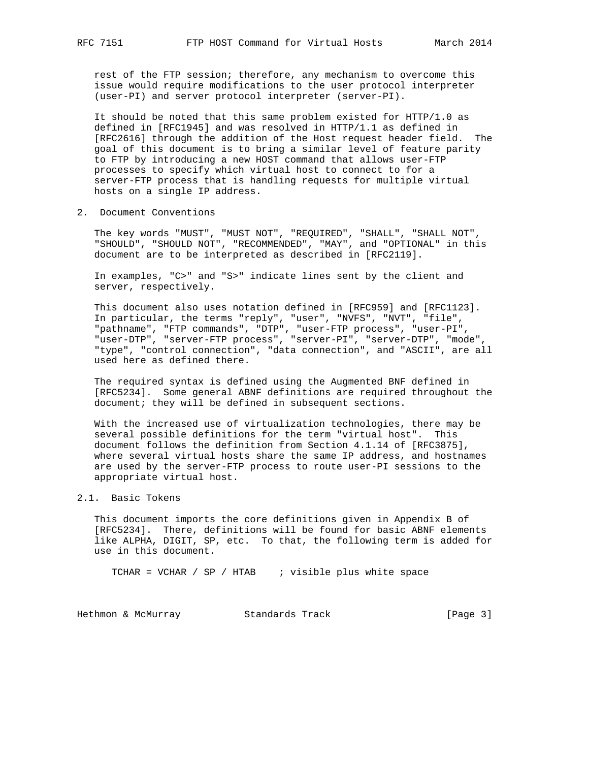rest of the FTP session; therefore, any mechanism to overcome this issue would require modifications to the user protocol interpreter (user-PI) and server protocol interpreter (server-PI).

It should be noted that this same problem existed for HTTP/1.0 as defined in [RFC1945] and was resolved in HTTP/1.1 as defined in [RFC2616] through the addition of the Host request header field. The goal of this document is to bring a similar level of feature parity to FTP by introducing a new HOST command that allows user-FTP processes to specify which virtual host to connect to for a server-FTP process that is handling requests for multiple virtual hosts on a single IP address.

## 2. Document Conventions

The key words "MUST", "MUST NOT", "REQUIRED", "SHALL", "SHALL NOT", "SHOULD", "SHOULD NOT", "RECOMMENDED", "MAY", and "OPTIONAL" in this document are to be interpreted as described in [RFC2119].

In examples, "C>" and "S>" indicate lines sent by the client and server, respectively.

This document also uses notation defined in [RFC959] and [RFC1123]. In particular, the terms "reply", "user", "NVFS", "NVT", "file", "pathname", "FTP commands", "DTP", "user-FTP process", "user-PI", "user-DTP", "server-FTP process", "server-PI", "server-DTP", "mode", "type", "control connection", "data connection", and "ASCII", are all used here as defined there.

The required syntax is defined using the Augmented BNF defined in [RFC5234]. Some general ABNF definitions are required throughout the document; they will be defined in subsequent sections.

With the increased use of virtualization technologies, there may be several possible definitions for the term "virtual host". This document follows the definition from Section 4.1.14 of [RFC3875], where several virtual hosts share the same IP address, and hostnames are used by the server-FTP process to route user-PI sessions to the appropriate virtual host.

### 2.1. Basic Tokens

This document imports the core definitions given in Appendix B of [RFC5234]. There, definitions will be found for basic ABNF elements like ALPHA, DIGIT, SP, etc. To that, the following term is added for use in this document.

```
TCHAR = VCHAR / SP / HTAB    ; visible plus white space
```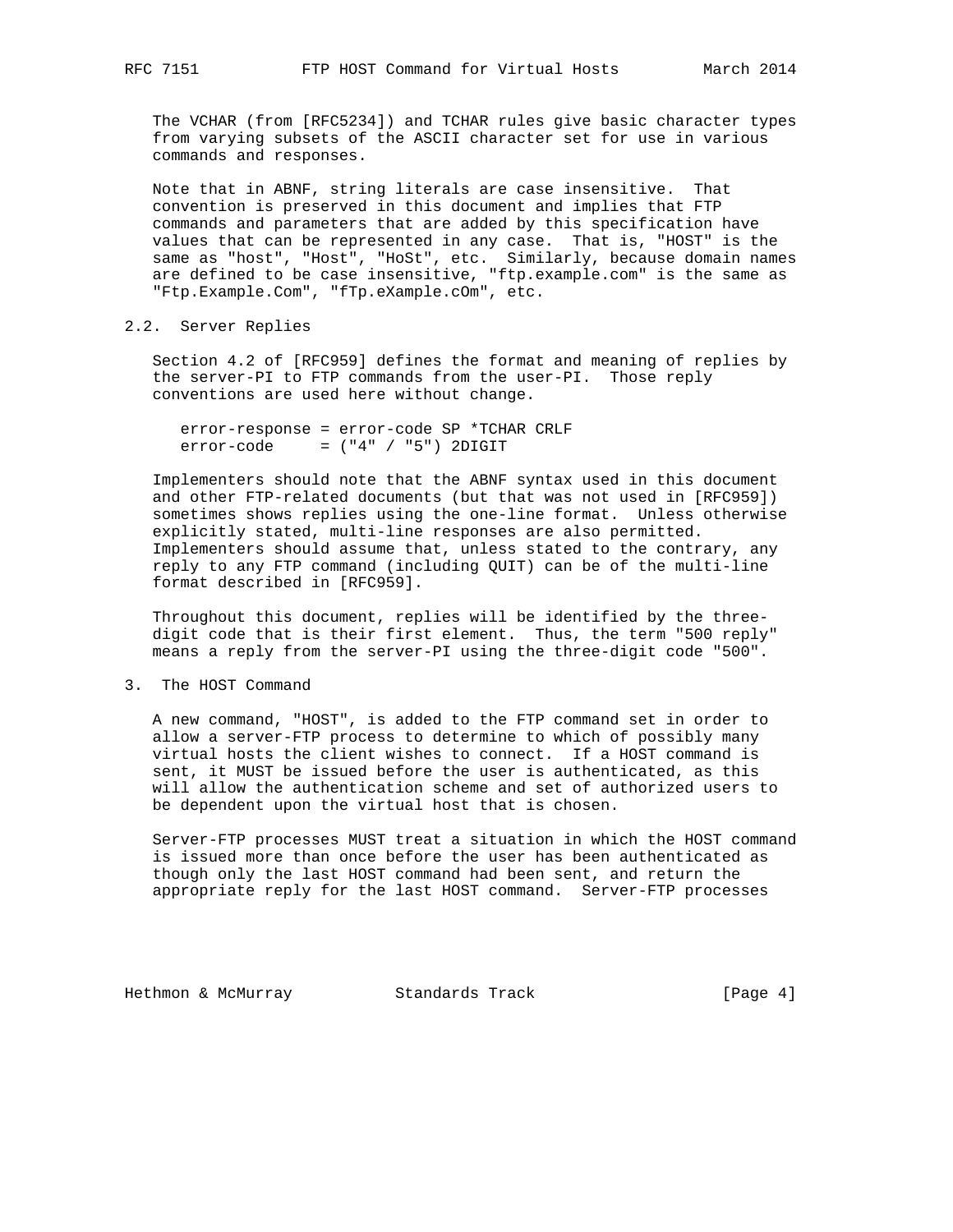The VCHAR (from [RFC5234]) and TCHAR rules give basic character types from varying subsets of the ASCII character set for use in various commands and responses.

Note that in ABNF, string literals are case insensitive. That convention is preserved in this document and implies that FTP commands and parameters that are added by this specification have values that can be represented in any case. That is, "HOST" is the same as "host", "Host", "HoSt", etc. Similarly, because domain names are defined to be case insensitive, "ftp.example.com" is the same as "Ftp.Example.Com", "fTp.eXample.cOm", etc.

## 2.2. Server Replies

Section 4.2 of [RFC959] defines the format and meaning of replies by the server-PI to FTP commands from the user-PI. Those reply conventions are used here without change.

```
error-response = error-code SP *TCHAR CRLF
error-code     = ("4" / "5") 2DIGIT
```

Implementers should note that the ABNF syntax used in this document and other FTP-related documents (but that was not used in [RFC959]) sometimes shows replies using the one-line format. Unless otherwise explicitly stated, multi-line responses are also permitted. Implementers should assume that, unless stated to the contrary, any reply to any FTP command (including QUIT) can be of the multi-line format described in [RFC959].

Throughout this document, replies will be identified by the three-digit code that is their first element. Thus, the term "500 reply" means a reply from the server-PI using the three-digit code "500".

# 3. The HOST Command

A new command, "HOST", is added to the FTP command set in order to allow a server-FTP process to determine to which of possibly many virtual hosts the client wishes to connect. If a HOST command is sent, it MUST be issued before the user is authenticated, as this will allow the authentication scheme and set of authorized users to be dependent upon the virtual host that is chosen.

Server-FTP processes MUST treat a situation in which the HOST command is issued more than once before the user has been authenticated as though only the last HOST command had been sent, and return the appropriate reply for the last HOST command. Server-FTP processes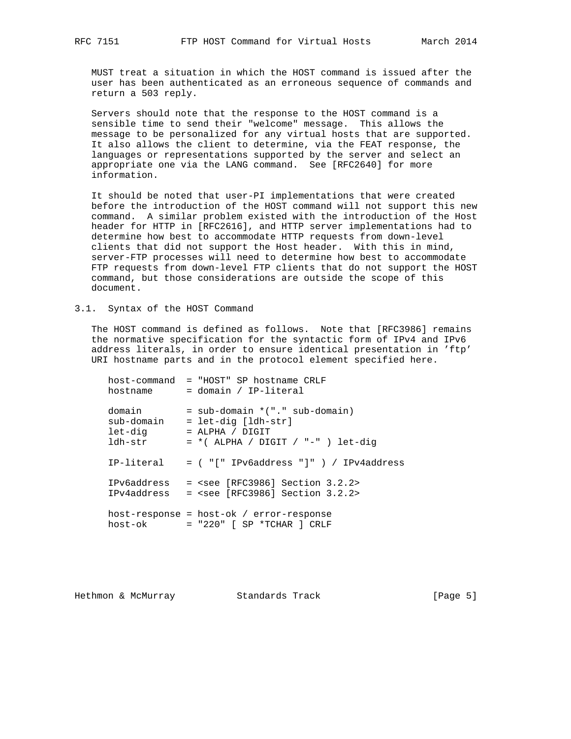MUST treat a situation in which the HOST command is issued after the user has been authenticated as an erroneous sequence of commands and return a 503 reply.

Servers should note that the response to the HOST command is a sensible time to send their "welcome" message. This allows the message to be personalized for any virtual hosts that are supported. It also allows the client to determine, via the FEAT response, the languages or representations supported by the server and select an appropriate one via the LANG command. See [RFC2640] for more information.

It should be noted that user-PI implementations that were created before the introduction of the HOST command will not support this new command. A similar problem existed with the introduction of the Host header for HTTP in [RFC2616], and HTTP server implementations had to determine how best to accommodate HTTP requests from down-level clients that did not support the Host header. With this in mind, server-FTP processes will need to determine how best to accommodate FTP requests from down-level FTP clients that do not support the HOST command, but those considerations are outside the scope of this document.

## 3.1. Syntax of the HOST Command

The HOST command is defined as follows. Note that [RFC3986] remains the normative specification for the syntactic form of IPv4 and IPv6 address literals, in order to ensure identical presentation in 'ftp' URI hostname parts and in the protocol element specified here.

```
host-command  = "HOST" SP hostname CRLF
hostname      = domain / IP-literal

domain        = sub-domain *("." sub-domain)
sub-domain    = let-dig [ldh-str]
let-dig       = ALPHA / DIGIT
ldh-str       = *( ALPHA / DIGIT / "-" ) let-dig

IP-literal    = ( "[" IPv6address "]" ) / IPv4address

IPv6address   = <see [RFC3986] Section 3.2.2>
IPv4address   = <see [RFC3986] Section 3.2.2>

host-response = host-ok / error-response
host-ok       = "220" [ SP *TCHAR ] CRLF
```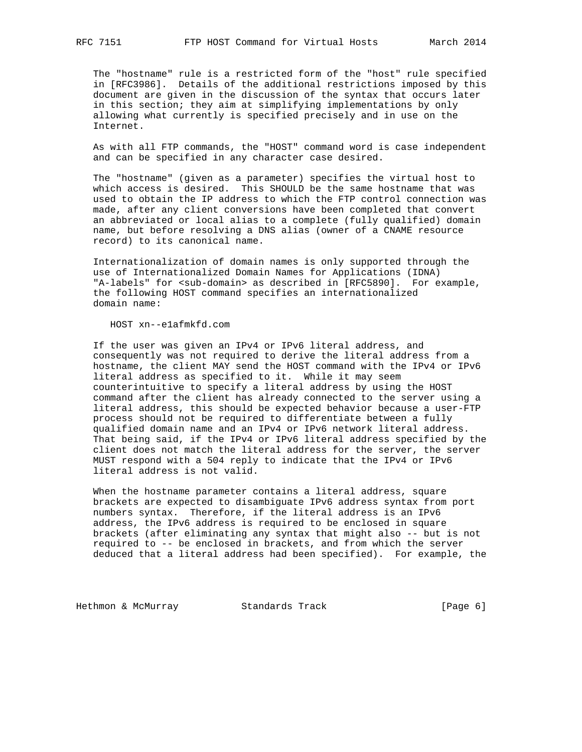The "hostname" rule is a restricted form of the "host" rule specified in [RFC3986]. Details of the additional restrictions imposed by this document are given in the discussion of the syntax that occurs later in this section; they aim at simplifying implementations by only allowing what currently is specified precisely and in use on the Internet.

As with all FTP commands, the "HOST" command word is case independent and can be specified in any character case desired.

The "hostname" (given as a parameter) specifies the virtual host to which access is desired. This SHOULD be the same hostname that was used to obtain the IP address to which the FTP control connection was made, after any client conversions have been completed that convert an abbreviated or local alias to a complete (fully qualified) domain name, but before resolving a DNS alias (owner of a CNAME resource record) to its canonical name.

Internationalization of domain names is only supported through the use of Internationalized Domain Names for Applications (IDNA) "A-labels" for <sub-domain> as described in [RFC5890]. For example, the following HOST command specifies an internationalized domain name:

```
HOST xn--e1afmkfd.com
```

If the user was given an IPv4 or IPv6 literal address, and consequently was not required to derive the literal address from a hostname, the client MAY send the HOST command with the IPv4 or IPv6 literal address as specified to it. While it may seem counterintuitive to specify a literal address by using the HOST command after the client has already connected to the server using a literal address, this should be expected behavior because a user-FTP process should not be required to differentiate between a fully qualified domain name and an IPv4 or IPv6 network literal address. That being said, if the IPv4 or IPv6 literal address specified by the client does not match the literal address for the server, the server MUST respond with a 504 reply to indicate that the IPv4 or IPv6 literal address is not valid.

When the hostname parameter contains a literal address, square brackets are expected to disambiguate IPv6 address syntax from port numbers syntax. Therefore, if the literal address is an IPv6 address, the IPv6 address is required to be enclosed in square brackets (after eliminating any syntax that might also -- but is not required to -- be enclosed in brackets, and from which the server deduced that a literal address had been specified). For example, the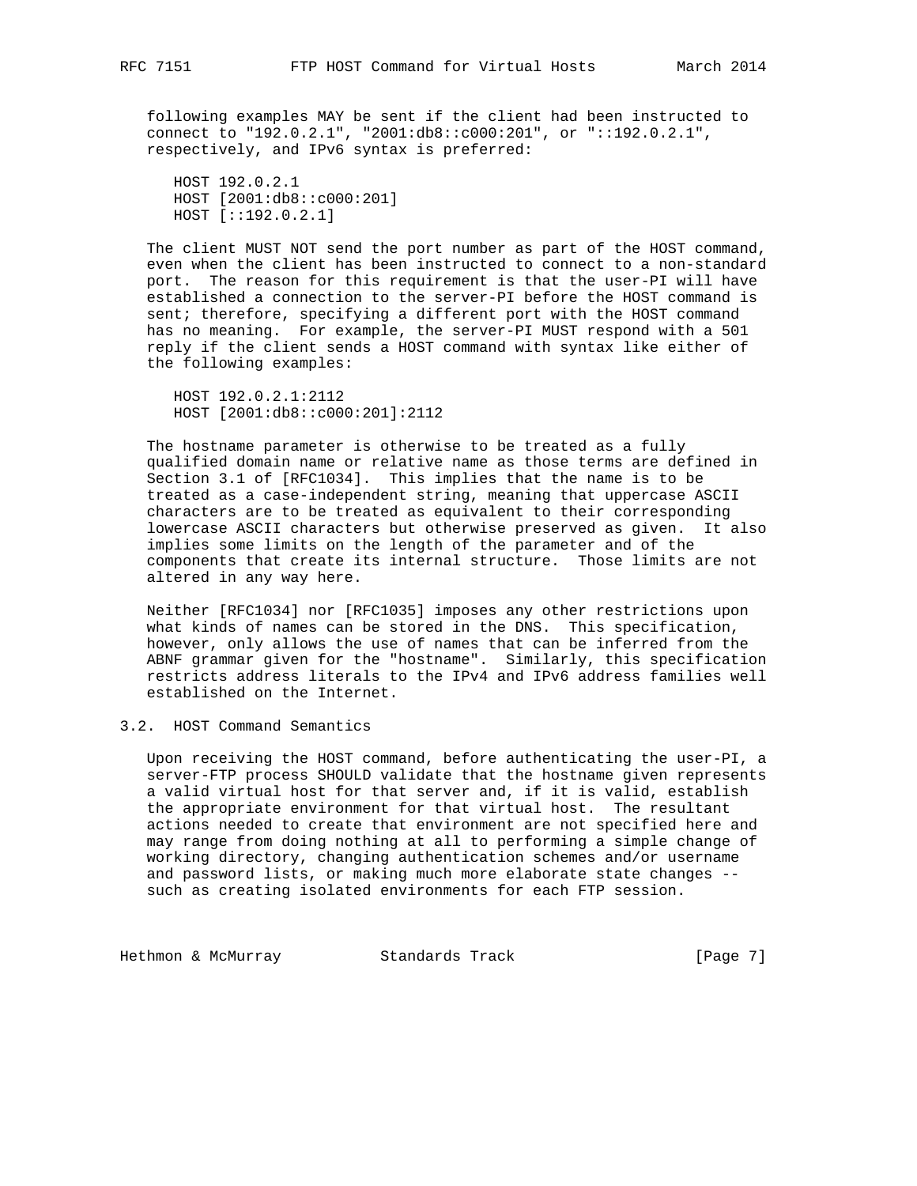following examples MAY be sent if the client had been instructed to connect to "192.0.2.1", "2001:db8::c000:201", or "::192.0.2.1", respectively, and IPv6 syntax is preferred:

```
HOST 192.0.2.1
HOST [2001:db8::c000:201]
HOST [::192.0.2.1]
```

The client MUST NOT send the port number as part of the HOST command, even when the client has been instructed to connect to a non-standard port. The reason for this requirement is that the user-PI will have established a connection to the server-PI before the HOST command is sent; therefore, specifying a different port with the HOST command has no meaning. For example, the server-PI MUST respond with a 501 reply if the client sends a HOST command with syntax like either of the following examples:

```
HOST 192.0.2.1:2112
HOST [2001:db8::c000:201]:2112
```

The hostname parameter is otherwise to be treated as a fully qualified domain name or relative name as those terms are defined in Section 3.1 of [RFC1034]. This implies that the name is to be treated as a case-independent string, meaning that uppercase ASCII characters are to be treated as equivalent to their corresponding lowercase ASCII characters but otherwise preserved as given. It also implies some limits on the length of the parameter and of the components that create its internal structure. Those limits are not altered in any way here.

Neither [RFC1034] nor [RFC1035] imposes any other restrictions upon what kinds of names can be stored in the DNS. This specification, however, only allows the use of names that can be inferred from the ABNF grammar given for the "hostname". Similarly, this specification restricts address literals to the IPv4 and IPv6 address families well established on the Internet.

## 3.2. HOST Command Semantics

Upon receiving the HOST command, before authenticating the user-PI, a server-FTP process SHOULD validate that the hostname given represents a valid virtual host for that server and, if it is valid, establish the appropriate environment for that virtual host. The resultant actions needed to create that environment are not specified here and may range from doing nothing at all to performing a simple change of working directory, changing authentication schemes and/or username and password lists, or making much more elaborate state changes -- such as creating isolated environments for each FTP session.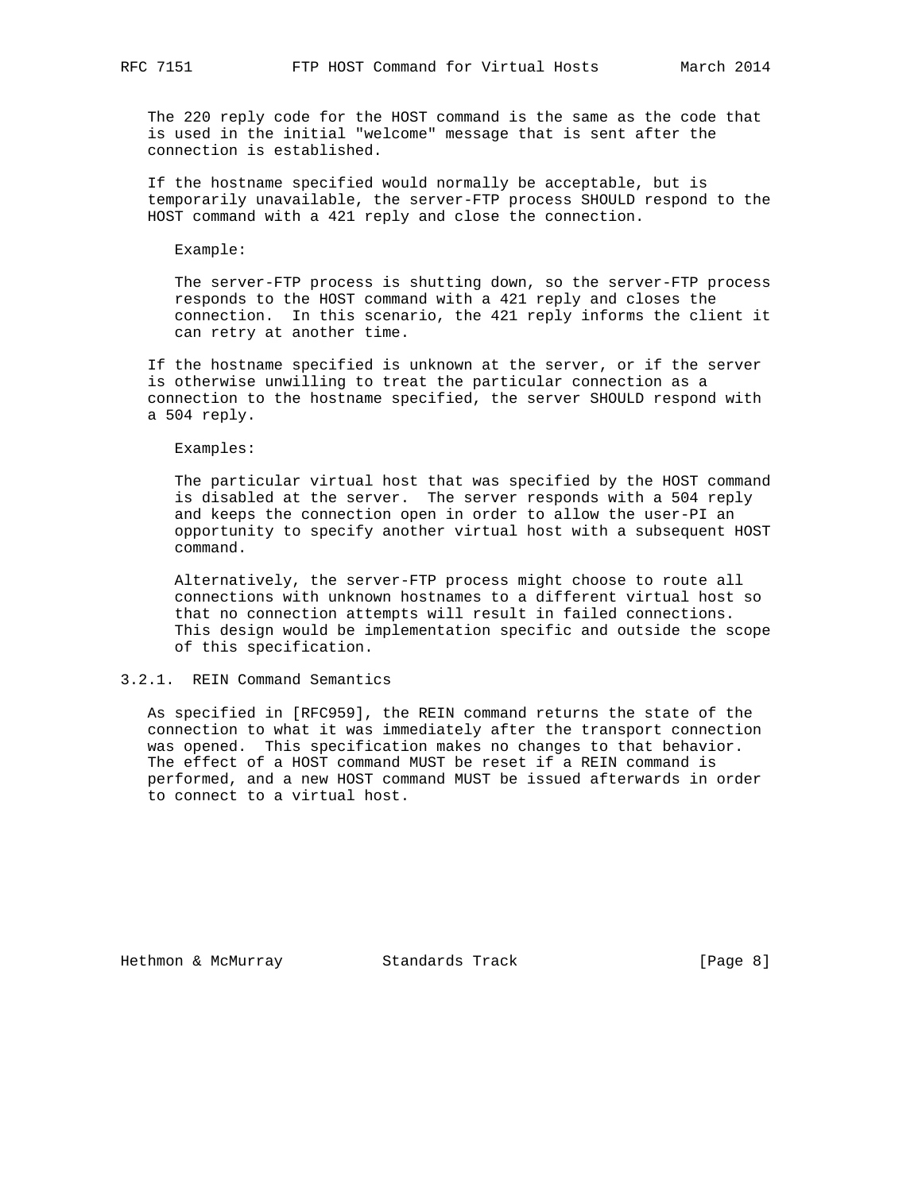The 220 reply code for the HOST command is the same as the code that is used in the initial "welcome" message that is sent after the connection is established.

If the hostname specified would normally be acceptable, but is temporarily unavailable, the server-FTP process SHOULD respond to the HOST command with a 421 reply and close the connection.

Example:

The server-FTP process is shutting down, so the server-FTP process responds to the HOST command with a 421 reply and closes the connection. In this scenario, the 421 reply informs the client it can retry at another time.

If the hostname specified is unknown at the server, or if the server is otherwise unwilling to treat the particular connection as a connection to the hostname specified, the server SHOULD respond with a 504 reply.

Examples:

The particular virtual host that was specified by the HOST command is disabled at the server. The server responds with a 504 reply and keeps the connection open in order to allow the user-PI an opportunity to specify another virtual host with a subsequent HOST command.

Alternatively, the server-FTP process might choose to route all connections with unknown hostnames to a different virtual host so that no connection attempts will result in failed connections. This design would be implementation specific and outside the scope of this specification.

#### 3.2.1. REIN Command Semantics

As specified in [RFC959], the REIN command returns the state of the connection to what it was immediately after the transport connection was opened. This specification makes no changes to that behavior. The effect of a HOST command MUST be reset if a REIN command is performed, and a new HOST command MUST be issued afterwards in order to connect to a virtual host.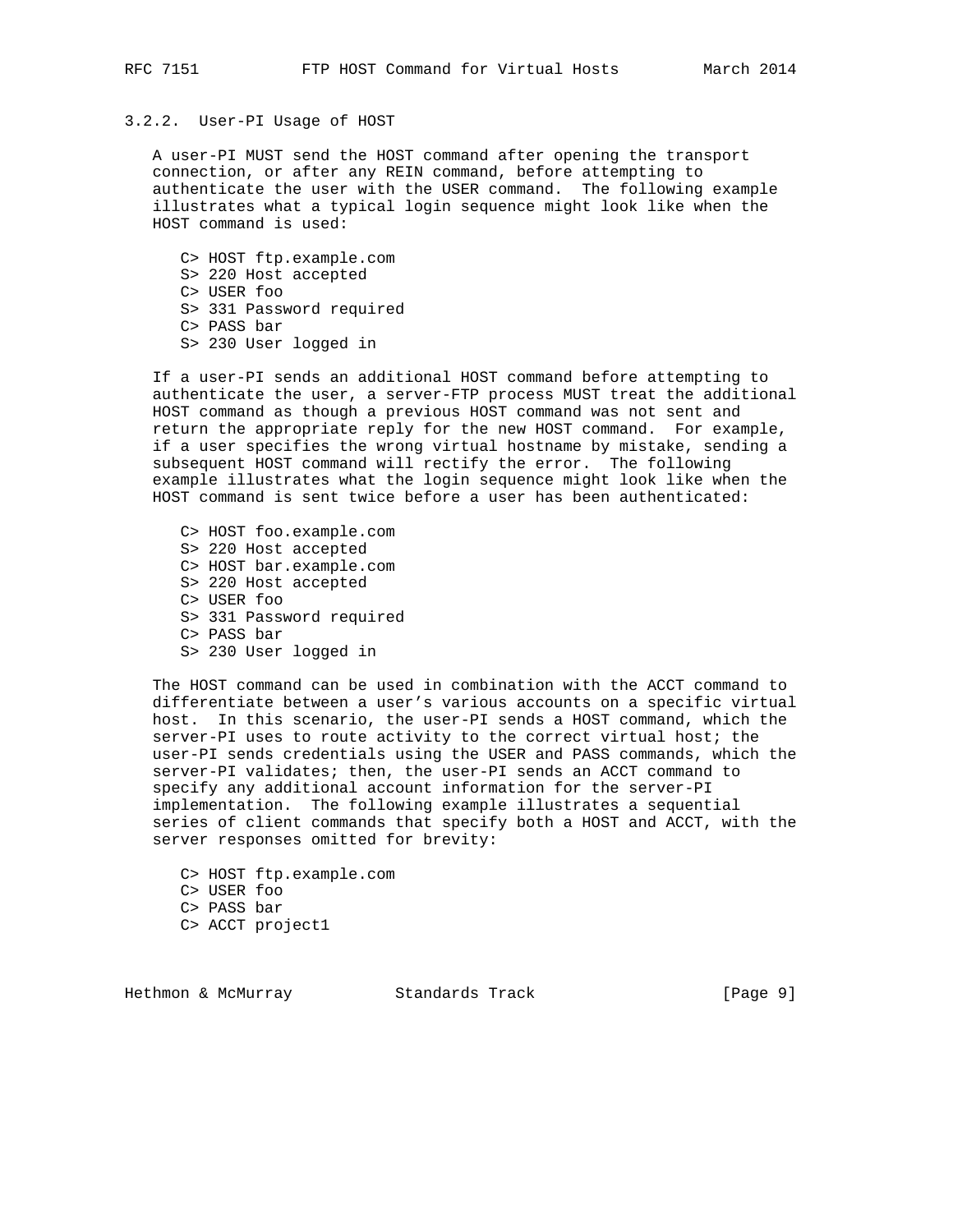### 3.2.2. User-PI Usage of HOST

A user-PI MUST send the HOST command after opening the transport connection, or after any REIN command, before attempting to authenticate the user with the USER command. The following example illustrates what a typical login sequence might look like when the HOST command is used:

```
C> HOST ftp.example.com
S> 220 Host accepted
C> USER foo
S> 331 Password required
C> PASS bar
S> 230 User logged in
```

If a user-PI sends an additional HOST command before attempting to authenticate the user, a server-FTP process MUST treat the additional HOST command as though a previous HOST command was not sent and return the appropriate reply for the new HOST command. For example, if a user specifies the wrong virtual hostname by mistake, sending a subsequent HOST command will rectify the error. The following example illustrates what the login sequence might look like when the HOST command is sent twice before a user has been authenticated:

```
C> HOST foo.example.com
S> 220 Host accepted
C> HOST bar.example.com
S> 220 Host accepted
C> USER foo
S> 331 Password required
C> PASS bar
S> 230 User logged in
```

The HOST command can be used in combination with the ACCT command to differentiate between a user's various accounts on a specific virtual host. In this scenario, the user-PI sends a HOST command, which the server-PI uses to route activity to the correct virtual host; the user-PI sends credentials using the USER and PASS commands, which the server-PI validates; then, the user-PI sends an ACCT command to specify any additional account information for the server-PI implementation. The following example illustrates a sequential series of client commands that specify both a HOST and ACCT, with the server responses omitted for brevity:

```
C> HOST ftp.example.com
C> USER foo
C> PASS bar
C> ACCT project1
```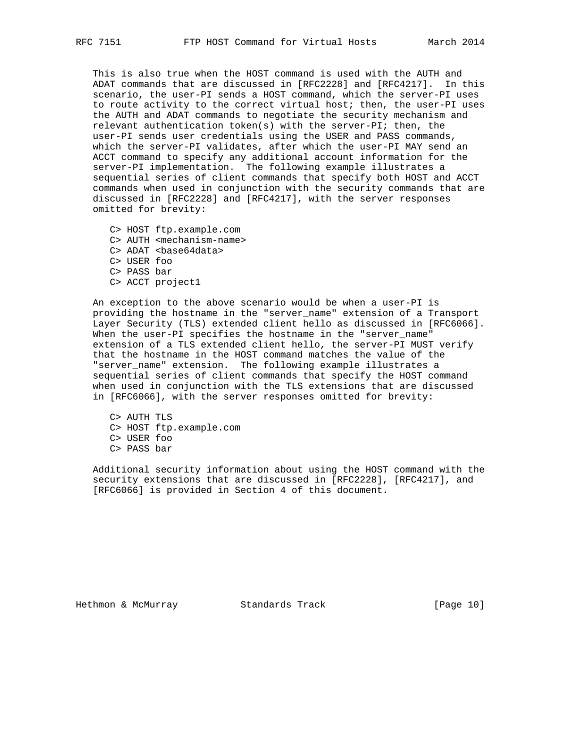This is also true when the HOST command is used with the AUTH and ADAT commands that are discussed in [RFC2228] and [RFC4217]. In this scenario, the user-PI sends a HOST command, which the server-PI uses to route activity to the correct virtual host; then, the user-PI uses the AUTH and ADAT commands to negotiate the security mechanism and relevant authentication token(s) with the server-PI; then, the user-PI sends user credentials using the USER and PASS commands, which the server-PI validates, after which the user-PI MAY send an ACCT command to specify any additional account information for the server-PI implementation. The following example illustrates a sequential series of client commands that specify both HOST and ACCT commands when used in conjunction with the security commands that are discussed in [RFC2228] and [RFC4217], with the server responses omitted for brevity:

```
C> HOST ftp.example.com
C> AUTH <mechanism-name>
C> ADAT <base64data>
C> USER foo
C> PASS bar
C> ACCT project1
```

An exception to the above scenario would be when a user-PI is providing the hostname in the "server_name" extension of a Transport Layer Security (TLS) extended client hello as discussed in [RFC6066]. When the user-PI specifies the hostname in the "server_name" extension of a TLS extended client hello, the server-PI MUST verify that the hostname in the HOST command matches the value of the "server_name" extension. The following example illustrates a sequential series of client commands that specify the HOST command when used in conjunction with the TLS extensions that are discussed in [RFC6066], with the server responses omitted for brevity:

```
C> AUTH TLS
C> HOST ftp.example.com
C> USER foo
C> PASS bar
```

Additional security information about using the HOST command with the security extensions that are discussed in [RFC2228], [RFC4217], and [RFC6066] is provided in Section 4 of this document.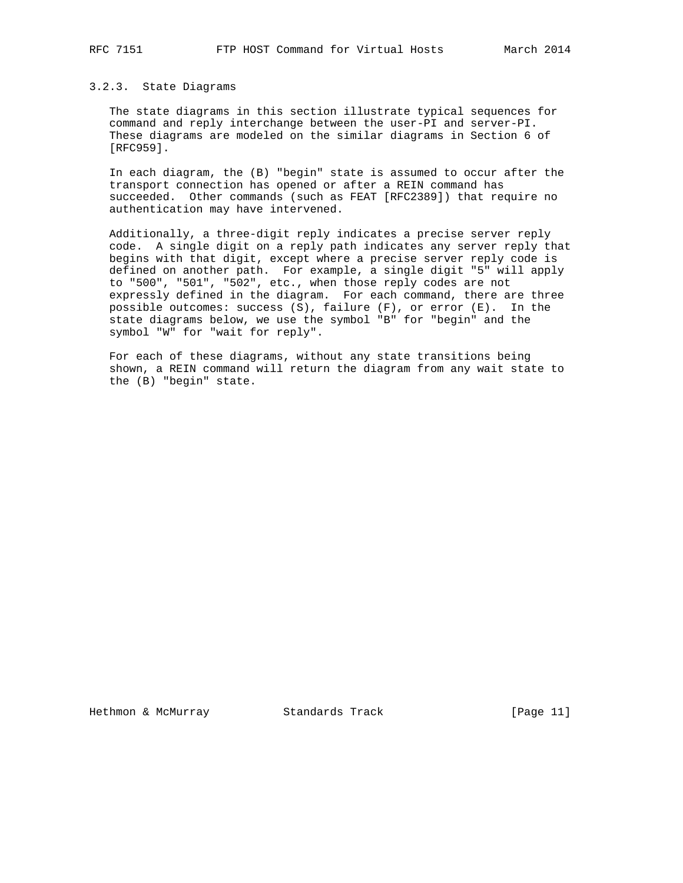### 3.2.3. State Diagrams

The state diagrams in this section illustrate typical sequences for command and reply interchange between the user-PI and server-PI. These diagrams are modeled on the similar diagrams in Section 6 of [RFC959].

In each diagram, the (B) "begin" state is assumed to occur after the transport connection has opened or after a REIN command has succeeded. Other commands (such as FEAT [RFC2389]) that require no authentication may have intervened.

Additionally, a three-digit reply indicates a precise server reply code. A single digit on a reply path indicates any server reply that begins with that digit, except where a precise server reply code is defined on another path. For example, a single digit "5" will apply to "500", "501", "502", etc., when those reply codes are not expressly defined in the diagram. For each command, there are three possible outcomes: success (S), failure (F), or error (E). In the state diagrams below, we use the symbol "B" for "begin" and the symbol "W" for "wait for reply".

For each of these diagrams, without any state transitions being shown, a REIN command will return the diagram from any wait state to the (B) "begin" state.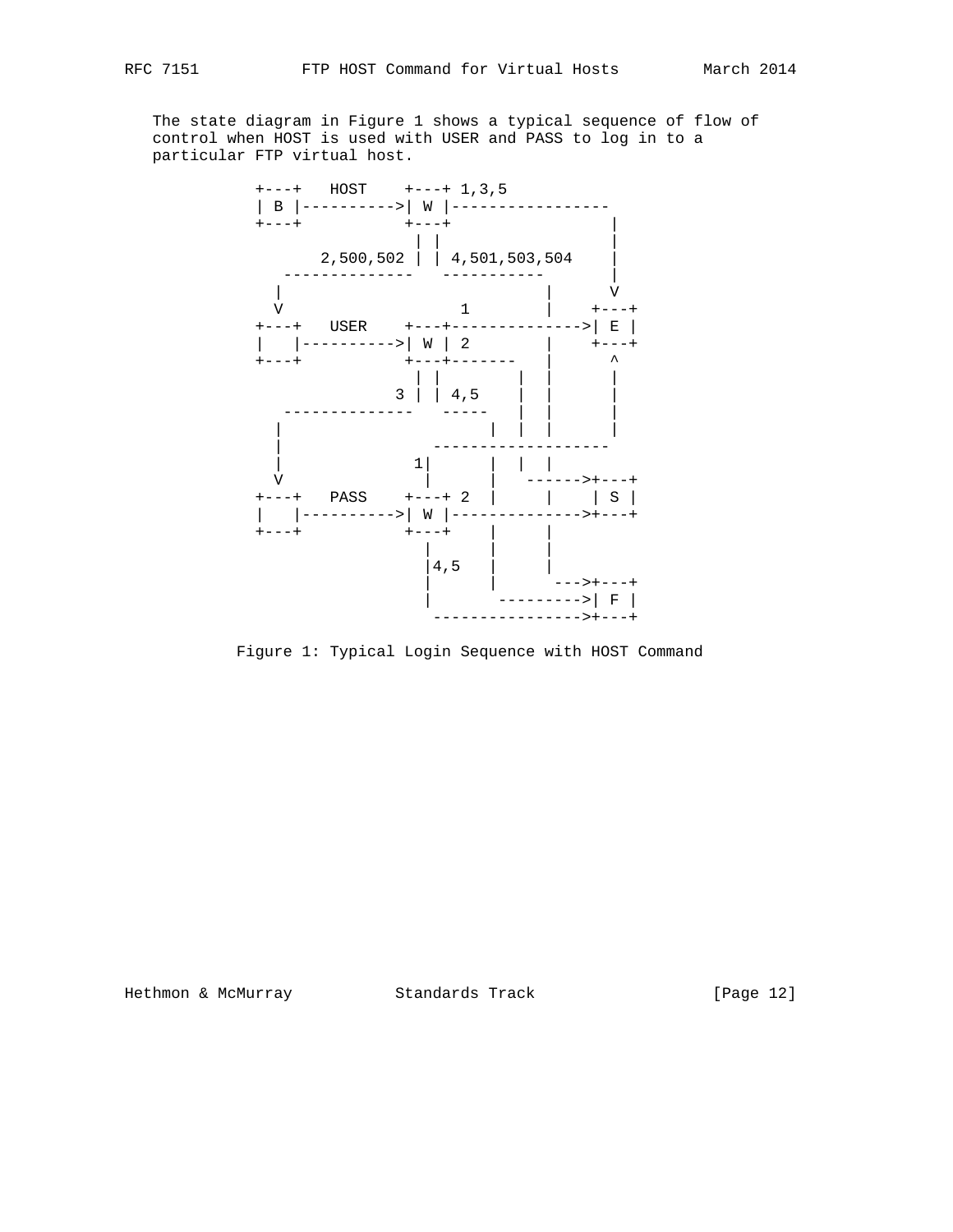The state diagram in Figure 1 shows a typical sequence of flow of control when HOST is used with USER and PASS to log in to a particular FTP virtual host.

```
           +---+   HOST    +---+ 1,3,5
           | B |---------->| W |-----------------
           +---+           +---+                 |
                            | |                  |
                  2,500,502 | | 4,501,503,504    |
              --------------   -----------       |
             |                            |      V
             V                 1          |    +---+
           +---+   USER    +---+--------------->| E |
           |   |---------->| W | 2        |    +---+
           +---+           +---+-------   |      ^
                            | |        |  |      |
                          3 | | 4,5    |  |      |
              --------------   -----   |  |      |
             |                      |  |  |      |
             |                  -------------------
             |               1|      |  |  |
             V                |      |   ------>+---+
           +---+   PASS    +---+ 2  |     |    | S |
           |   |---------->| W |-------------->+---+
           +---+           +---+    |     |
                             |      |     |
                             |4,5   |     |
                             |      |      --->+---+
                             |       --------->| F |
                              ---------------->+---+
```

Figure 1: Typical Login Sequence with HOST Command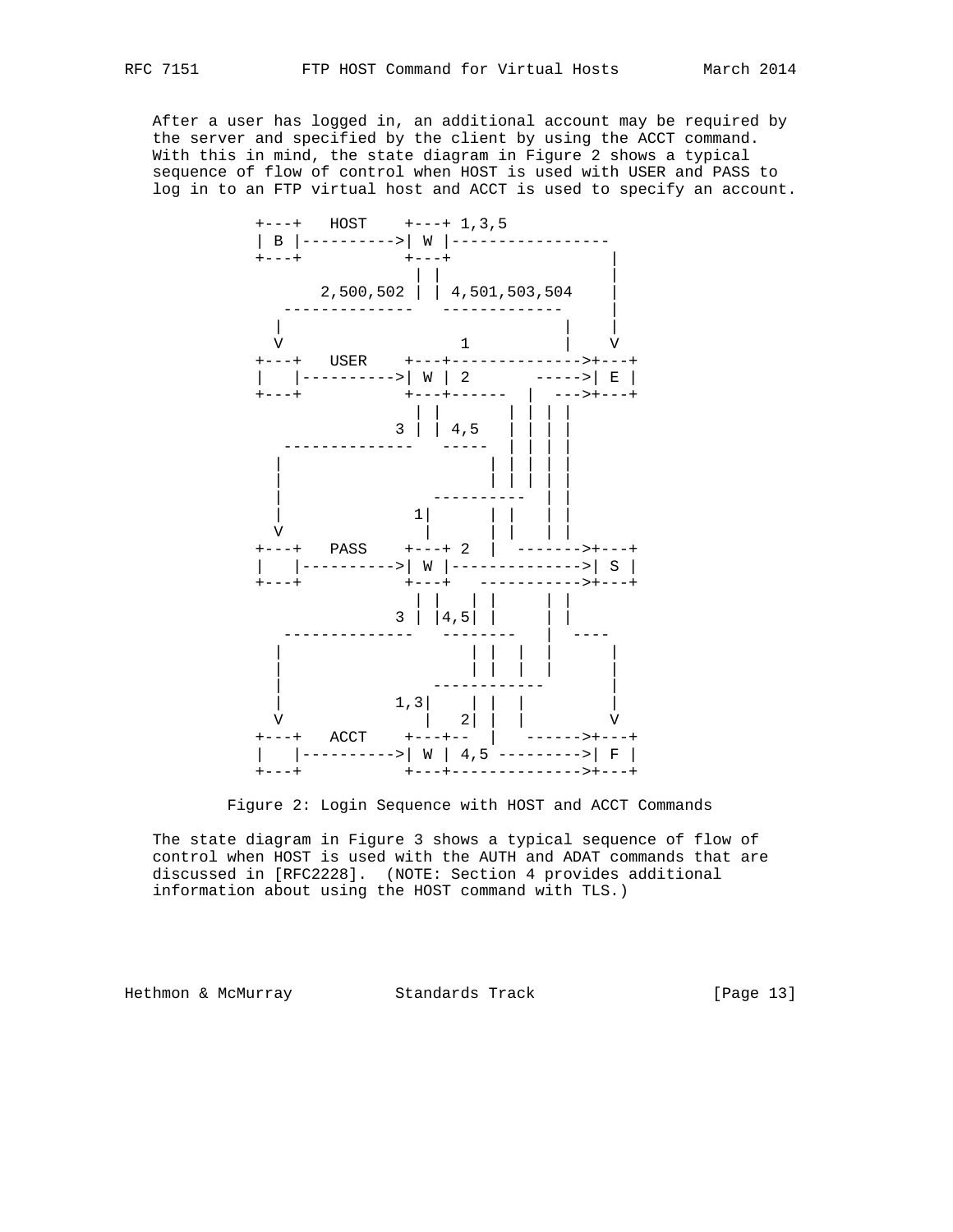After a user has logged in, an additional account may be required by the server and specified by the client by using the ACCT command. With this in mind, the state diagram in Figure 2 shows a typical sequence of flow of control when HOST is used with USER and PASS to log in to an FTP virtual host and ACCT is used to specify an account.

```
+---+   HOST    +---+ 1,3,5
| B |---------->| W |-----------------
+---+           +---+                 |
                 | |                  |
       2,500,502 | | 4,501,503,504    |
   --------------   -------------     |
  |                              |    |
  V                  1           |    V
+---+   USER    +---+------------->+---+
|   |---------->| W | 2       ----->| E |
+---+           +---+------  |  --->+---+
                 | |      | | | |
               3 | | 4,5  | | | |
   --------------   -----  | | | |
  |                       | | | | |
  |                       | | | | |
  |                ----------   | |
  |              1|      | |    | |
  V               |      | |    | |
+---+   PASS    +---+ 2  |  ------->+---+
|   |---------->| W |-------------->| S |
+---+           +---+   ----------->+---+
                 | |   | |       | |
               3 | |4,5| |       | |
   --------------   --------    |  ----
  |                    | |  |   |      |
  |                    | |  |   |      |
  |                 ------------       |
  |            1,3|    | |  |          V
  V               |   2| |  |          V
+---+   ACCT    +---+--  |   ------>+---+
|   |---------->| W | 4,5 --------->| F |
+---+           +---+-------------->+---+
```

Figure 2: Login Sequence with HOST and ACCT Commands

The state diagram in Figure 3 shows a typical sequence of flow of control when HOST is used with the AUTH and ADAT commands that are discussed in [RFC2228]. (NOTE: Section 4 provides additional information about using the HOST command with TLS.)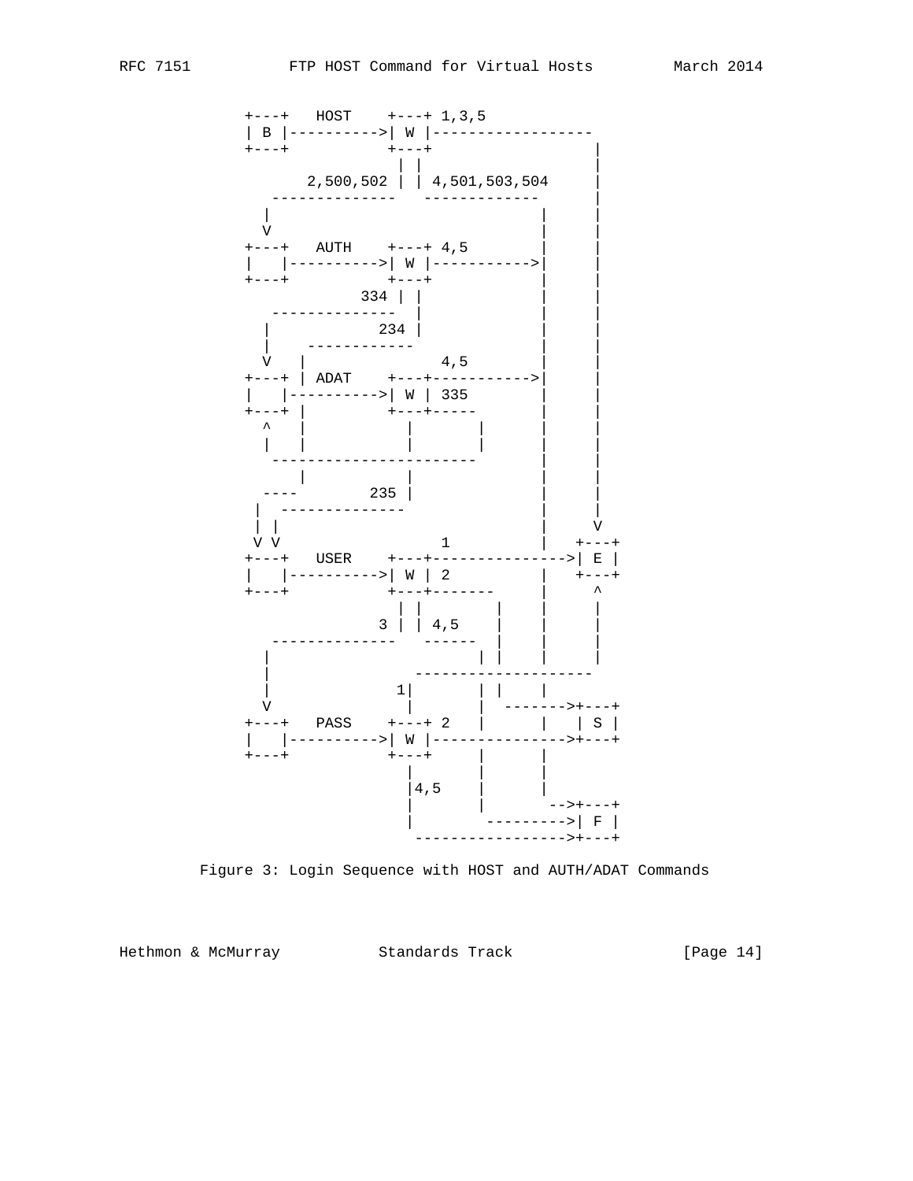```
             +---+   HOST    +---+ 1,3,5
             | B |---------->| W |------------------
             +---+           +---+                  |
                              | |                   |
                    2,500,502 | | 4,501,503,504     |
               --------------   -------------       |
              |                              |      |
              V                              |      |
             +---+   AUTH    +---+ 4,5       |      |
             |   |---------->| W |---------->|      |
             +---+           +---+           |      |
                         334 | |             |      |
               --------------  |             |      |
              |            234 |             |      |
              |    ------------              |      |
              V   |             4,5          |      |
             +---+ | ADAT    +---+---------->|      |
             |   |---------->| W | 335       |      |
             +---+ |         +---+-----      |      |
               ^   |           |       |     |      |
               |   |           |       |     |      |
               ----------------------        |      |
                  |           |              |      |
               ----        235 |             |      |
              |  --------------              |      |
              | |                            |      V
              V V               1            |   +---+
             +---+   USER    +---+--------------->| E |
             |   |---------->| W | 2         |   +---+
             +---+           +---+-------    |     ^
                              | |        |   |     |
                            3 | | 4,5    |   |     |
               --------------   ------   |   |     |
              |                       | |    |     |
              |                  --------------------
              |              1|       | |    |
              V               |       |  ------->+---+
             +---+   PASS    +---+ 2  |      |   | S |
             |   |---------->| W |---------------->+---+
             +---+           +---+    |      |
                               |      |      |
                               |4,5   |      |
                               |      |       -->+---+
                               |       --------->| F |
                                ----------------->+---+
```

Figure 3: Login Sequence with HOST and AUTH/ADAT Commands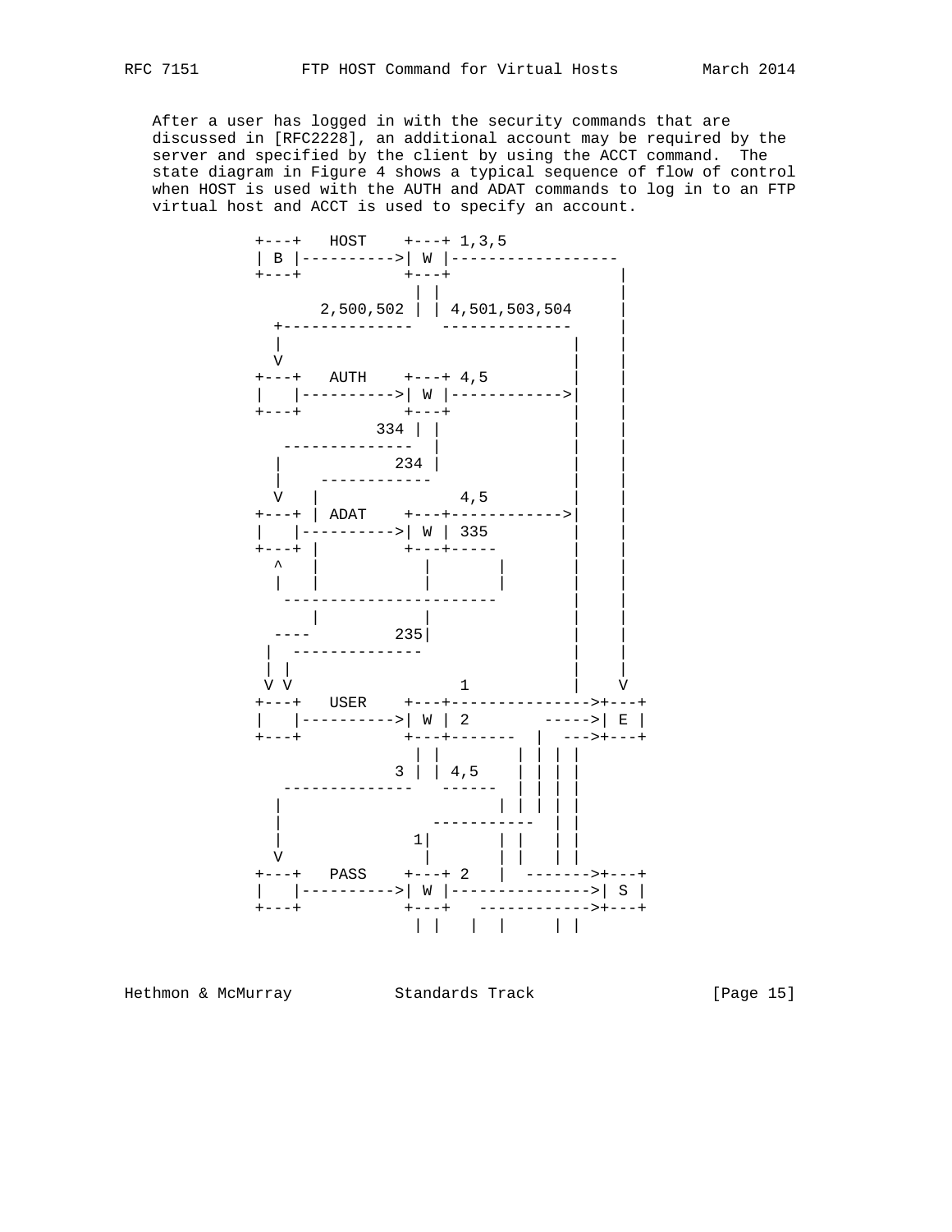After a user has logged in with the security commands that are discussed in [RFC2228], an additional account may be required by the server and specified by the client by using the ACCT command. The state diagram in Figure 4 shows a typical sequence of flow of control when HOST is used with the AUTH and ADAT commands to log in to an FTP virtual host and ACCT is used to specify an account.

```
           +---+   HOST    +---+ 1,3,5
           | B |---------->| W |-----------------
           +---+           +---+                 |
                            | |                  |
                 2,500,502 | | 4,501,503,504     |
             +--------------   --------------    |
             |                              |    |
             V                              |    |
           +---+   AUTH    +---+ 4,5        |    |
           |   |---------->| W |------------>|    |
           +---+           +---+            |    |
                       334 | |              |    |
              -------------- |              |    |
             |          234 |              |    |
             |    ------------             |    |
             V   |              4,5         |    |
           +---+ | ADAT    +---+------------>|    |
           |   |---------->| W | 335        |    |
           +---+ |          +---+-----      |    |
             ^   |           |        |     |    |
             |   |           |        |     |    |
              -----------------------       |    |
                 |           |              |    |
             ----         235|              |    |
            |  --------------               |    |
            | |                             |    |
            V V               1             |    V
           +---+   USER    +---+--------------->+---+
           |   |---------->| W | 2       ----->| E |
           +---+           +---+-------  |  --->+---+
                            | |        | | | |
                          3 | | 4,5    | | | |
              --------------   ------  | | | |
             |                      | | | | |
             |                -----------  | |
             |              1|        | |   | |
             V               |        | |   | |
           +---+   PASS    +---+ 2   |  ------->+---+
           |   |---------->| W |--------------->| S |
           +---+           +---+   ------------>+---+
                            | |   |  |      | |
```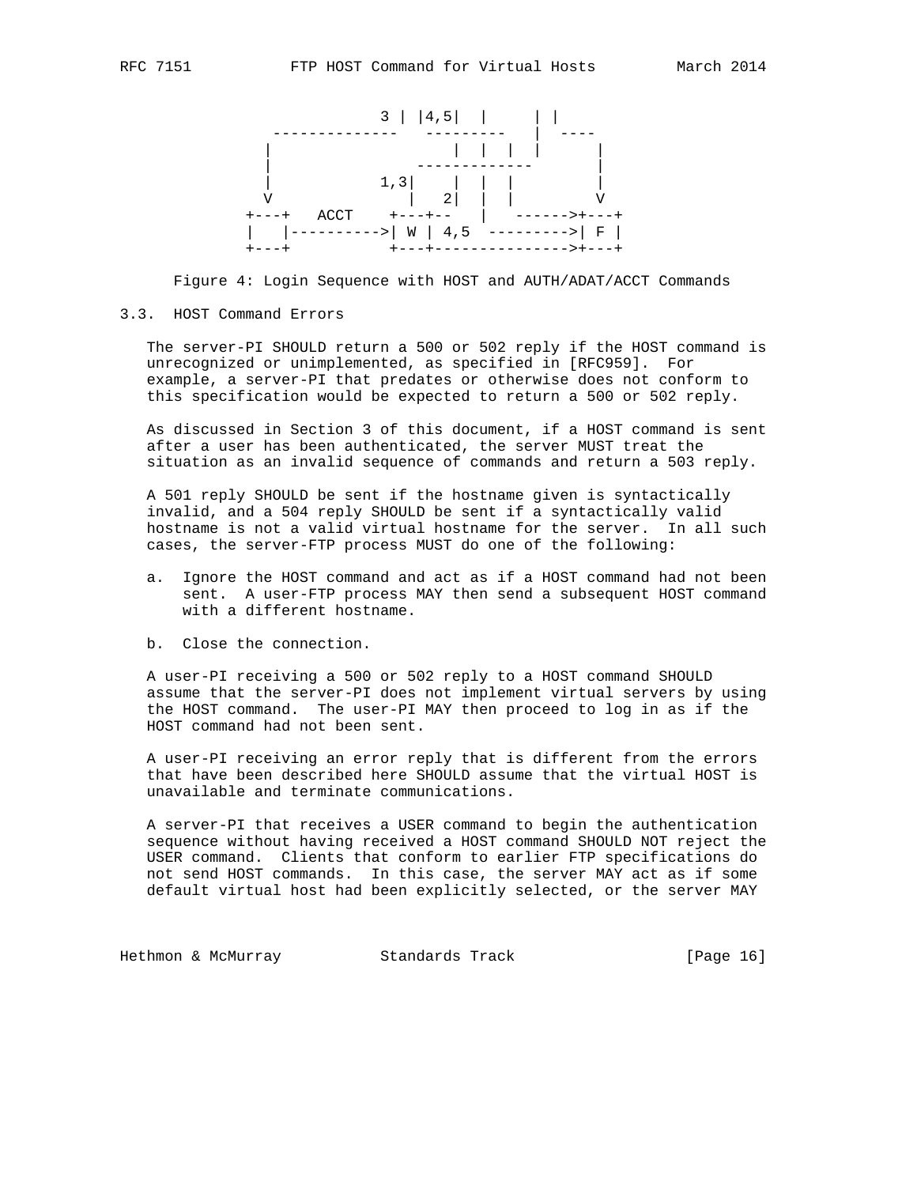```
               3 | |4,5|  |     | |
       --------------   ---------   |  ----
      |                   |  |  |  |       |
      |                 -------------      |
      |            1,3|    |  |  |         |
      V                |   2|  |  |         V
   +---+   ACCT    +---+--   |   ------>+---+
   |   |---------->| W | 4,5  --------->| F |
   +---+           +---+--------------->+---+
```

Figure 4: Login Sequence with HOST and AUTH/ADAT/ACCT Commands

### 3.3. HOST Command Errors

The server-PI SHOULD return a 500 or 502 reply if the HOST command is unrecognized or unimplemented, as specified in [RFC959]. For example, a server-PI that predates or otherwise does not conform to this specification would be expected to return a 500 or 502 reply.

As discussed in Section 3 of this document, if a HOST command is sent after a user has been authenticated, the server MUST treat the situation as an invalid sequence of commands and return a 503 reply.

A 501 reply SHOULD be sent if the hostname given is syntactically invalid, and a 504 reply SHOULD be sent if a syntactically valid hostname is not a valid virtual hostname for the server. In all such cases, the server-FTP process MUST do one of the following:

a. Ignore the HOST command and act as if a HOST command had not been sent. A user-FTP process MAY then send a subsequent HOST command with a different hostname.

b. Close the connection.

A user-PI receiving a 500 or 502 reply to a HOST command SHOULD assume that the server-PI does not implement virtual servers by using the HOST command. The user-PI MAY then proceed to log in as if the HOST command had not been sent.

A user-PI receiving an error reply that is different from the errors that have been described here SHOULD assume that the virtual HOST is unavailable and terminate communications.

A server-PI that receives a USER command to begin the authentication sequence without having received a HOST command SHOULD NOT reject the USER command. Clients that conform to earlier FTP specifications do not send HOST commands. In this case, the server MAY act as if some default virtual host had been explicitly selected, or the server MAY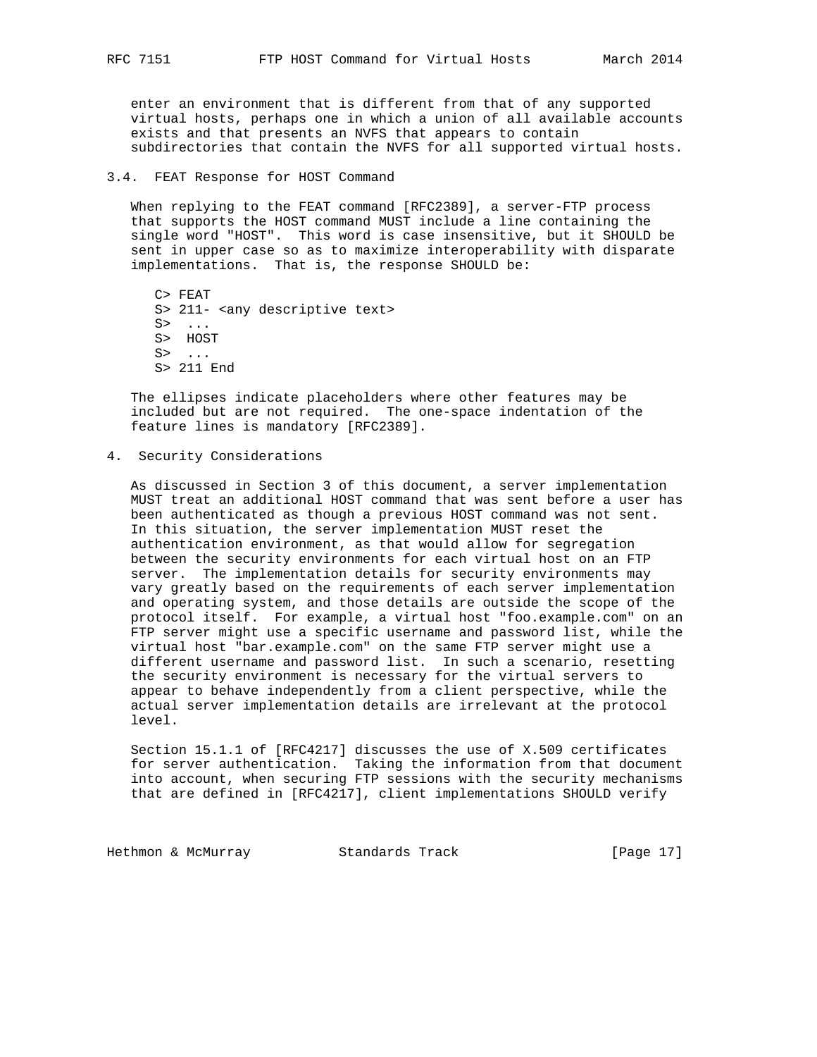enter an environment that is different from that of any supported virtual hosts, perhaps one in which a union of all available accounts exists and that presents an NVFS that appears to contain subdirectories that contain the NVFS for all supported virtual hosts.

### 3.4. FEAT Response for HOST Command

When replying to the FEAT command [RFC2389], a server-FTP process that supports the HOST command MUST include a line containing the single word "HOST". This word is case insensitive, but it SHOULD be sent in upper case so as to maximize interoperability with disparate implementations. That is, the response SHOULD be:

```
C> FEAT
S> 211- <any descriptive text>
S>  ...
S>  HOST
S>  ...
S> 211 End
```

The ellipses indicate placeholders where other features may be included but are not required. The one-space indentation of the feature lines is mandatory [RFC2389].

## 4. Security Considerations

As discussed in Section 3 of this document, a server implementation MUST treat an additional HOST command that was sent before a user has been authenticated as though a previous HOST command was not sent. In this situation, the server implementation MUST reset the authentication environment, as that would allow for segregation between the security environments for each virtual host on an FTP server. The implementation details for security environments may vary greatly based on the requirements of each server implementation and operating system, and those details are outside the scope of the protocol itself. For example, a virtual host "foo.example.com" on an FTP server might use a specific username and password list, while the virtual host "bar.example.com" on the same FTP server might use a different username and password list. In such a scenario, resetting the security environment is necessary for the virtual servers to appear to behave independently from a client perspective, while the actual server implementation details are irrelevant at the protocol level.

Section 15.1.1 of [RFC4217] discusses the use of X.509 certificates for server authentication. Taking the information from that document into account, when securing FTP sessions with the security mechanisms that are defined in [RFC4217], client implementations SHOULD verify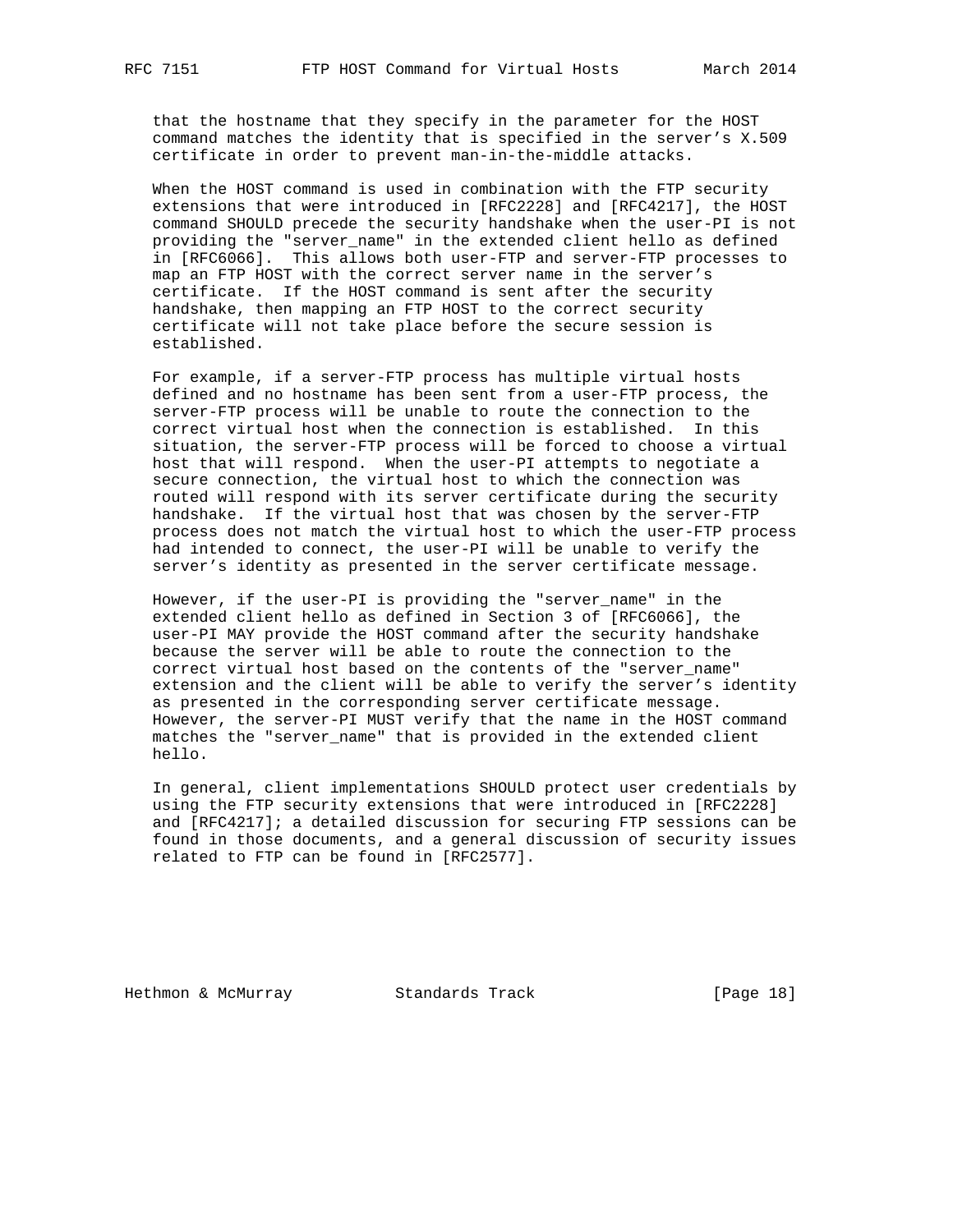that the hostname that they specify in the parameter for the HOST command matches the identity that is specified in the server's X.509 certificate in order to prevent man-in-the-middle attacks.

When the HOST command is used in combination with the FTP security extensions that were introduced in [RFC2228] and [RFC4217], the HOST command SHOULD precede the security handshake when the user-PI is not providing the "server_name" in the extended client hello as defined in [RFC6066]. This allows both user-FTP and server-FTP processes to map an FTP HOST with the correct server name in the server's certificate. If the HOST command is sent after the security handshake, then mapping an FTP HOST to the correct security certificate will not take place before the secure session is established.

For example, if a server-FTP process has multiple virtual hosts defined and no hostname has been sent from a user-FTP process, the server-FTP process will be unable to route the connection to the correct virtual host when the connection is established. In this situation, the server-FTP process will be forced to choose a virtual host that will respond. When the user-PI attempts to negotiate a secure connection, the virtual host to which the connection was routed will respond with its server certificate during the security handshake. If the virtual host that was chosen by the server-FTP process does not match the virtual host to which the user-FTP process had intended to connect, the user-PI will be unable to verify the server's identity as presented in the server certificate message.

However, if the user-PI is providing the "server_name" in the extended client hello as defined in Section 3 of [RFC6066], the user-PI MAY provide the HOST command after the security handshake because the server will be able to route the connection to the correct virtual host based on the contents of the "server_name" extension and the client will be able to verify the server's identity as presented in the corresponding server certificate message. However, the server-PI MUST verify that the name in the HOST command matches the "server_name" that is provided in the extended client hello.

In general, client implementations SHOULD protect user credentials by using the FTP security extensions that were introduced in [RFC2228] and [RFC4217]; a detailed discussion for securing FTP sessions can be found in those documents, and a general discussion of security issues related to FTP can be found in [RFC2577].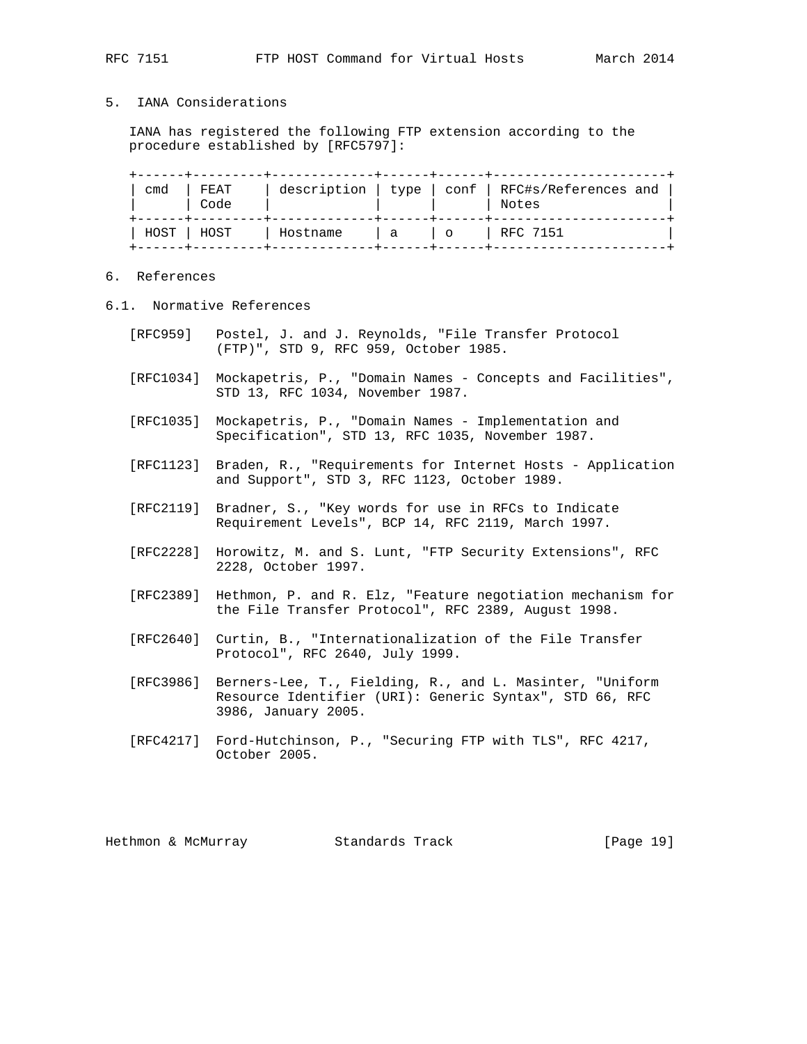## 5. IANA Considerations

IANA has registered the following FTP extension according to the procedure established by [RFC5797]:

| cmd | FEAT Code | description | type | conf | RFC#s/References and Notes |
|---|---|---|---|---|---|
| HOST | HOST | Hostname | a | o | RFC 7151 |

## 6. References

### 6.1. Normative References

[RFC959] Postel, J. and J. Reynolds, "File Transfer Protocol (FTP)", STD 9, RFC 959, October 1985.

[RFC1034] Mockapetris, P., "Domain Names - Concepts and Facilities", STD 13, RFC 1034, November 1987.

[RFC1035] Mockapetris, P., "Domain Names - Implementation and Specification", STD 13, RFC 1035, November 1987.

[RFC1123] Braden, R., "Requirements for Internet Hosts - Application and Support", STD 3, RFC 1123, October 1989.

[RFC2119] Bradner, S., "Key words for use in RFCs to Indicate Requirement Levels", BCP 14, RFC 2119, March 1997.

[RFC2228] Horowitz, M. and S. Lunt, "FTP Security Extensions", RFC 2228, October 1997.

[RFC2389] Hethmon, P. and R. Elz, "Feature negotiation mechanism for the File Transfer Protocol", RFC 2389, August 1998.

[RFC2640] Curtin, B., "Internationalization of the File Transfer Protocol", RFC 2640, July 1999.

[RFC3986] Berners-Lee, T., Fielding, R., and L. Masinter, "Uniform Resource Identifier (URI): Generic Syntax", STD 66, RFC 3986, January 2005.

[RFC4217] Ford-Hutchinson, P., "Securing FTP with TLS", RFC 4217, October 2005.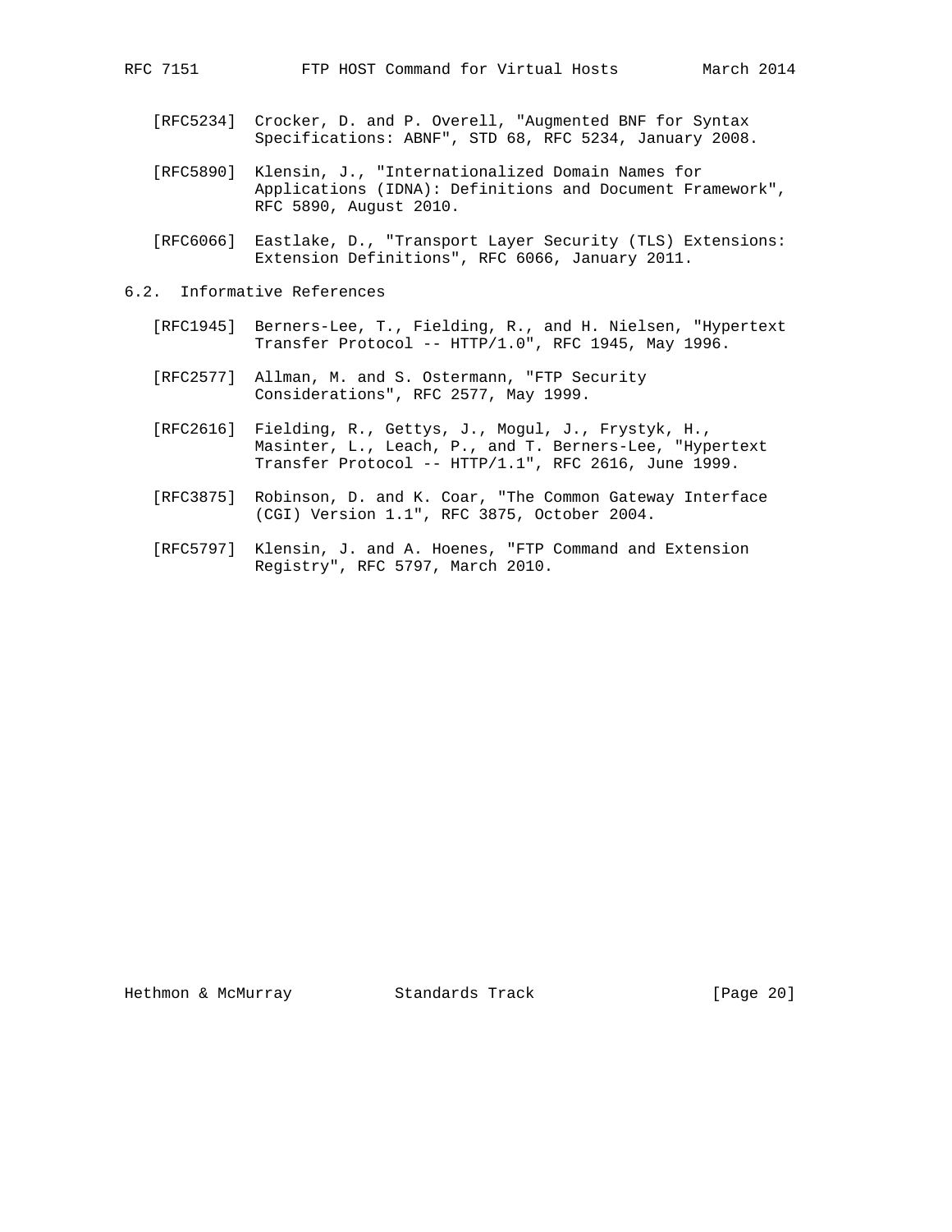[RFC5234] Crocker, D. and P. Overell, "Augmented BNF for Syntax Specifications: ABNF", STD 68, RFC 5234, January 2008.

[RFC5890] Klensin, J., "Internationalized Domain Names for Applications (IDNA): Definitions and Document Framework", RFC 5890, August 2010.

[RFC6066] Eastlake, D., "Transport Layer Security (TLS) Extensions: Extension Definitions", RFC 6066, January 2011.

## 6.2. Informative References

[RFC1945] Berners-Lee, T., Fielding, R., and H. Nielsen, "Hypertext Transfer Protocol -- HTTP/1.0", RFC 1945, May 1996.

[RFC2577] Allman, M. and S. Ostermann, "FTP Security Considerations", RFC 2577, May 1999.

[RFC2616] Fielding, R., Gettys, J., Mogul, J., Frystyk, H., Masinter, L., Leach, P., and T. Berners-Lee, "Hypertext Transfer Protocol -- HTTP/1.1", RFC 2616, June 1999.

[RFC3875] Robinson, D. and K. Coar, "The Common Gateway Interface (CGI) Version 1.1", RFC 3875, October 2004.

[RFC5797] Klensin, J. and A. Hoenes, "FTP Command and Extension Registry", RFC 5797, March 2010.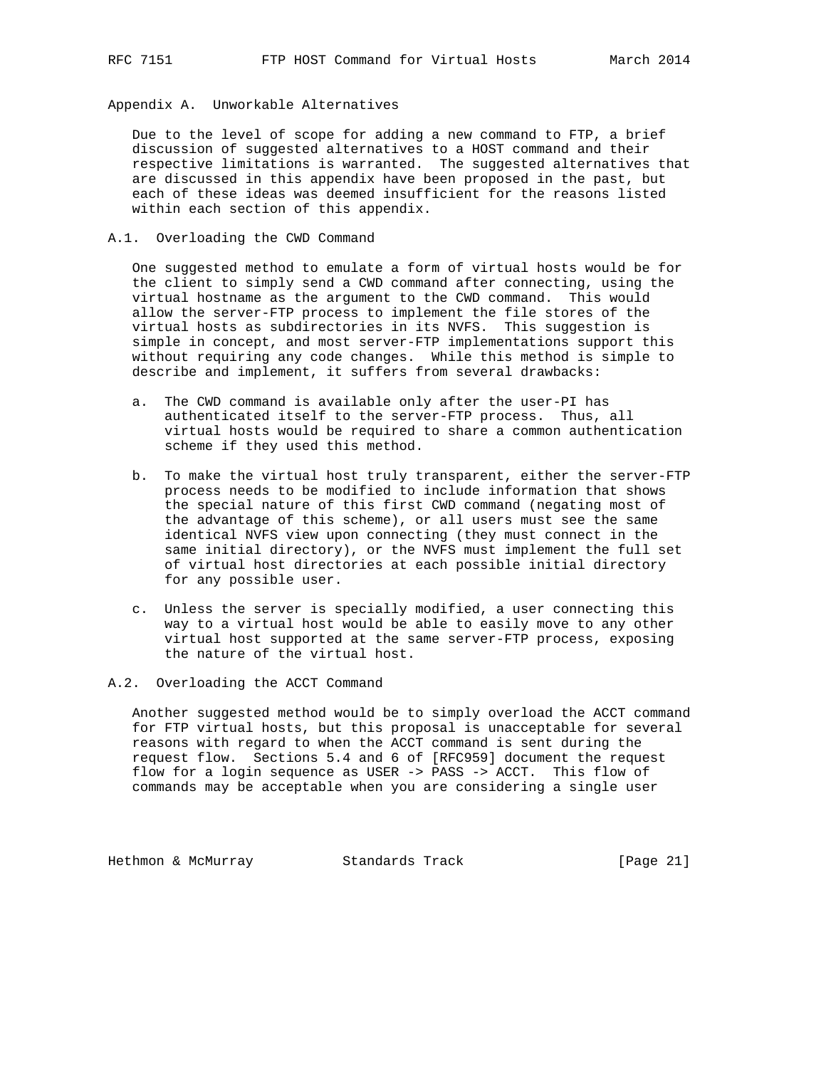## Appendix A. Unworkable Alternatives

Due to the level of scope for adding a new command to FTP, a brief discussion of suggested alternatives to a HOST command and their respective limitations is warranted. The suggested alternatives that are discussed in this appendix have been proposed in the past, but each of these ideas was deemed insufficient for the reasons listed within each section of this appendix.

### A.1. Overloading the CWD Command

One suggested method to emulate a form of virtual hosts would be for the client to simply send a CWD command after connecting, using the virtual hostname as the argument to the CWD command. This would allow the server-FTP process to implement the file stores of the virtual hosts as subdirectories in its NVFS. This suggestion is simple in concept, and most server-FTP implementations support this without requiring any code changes. While this method is simple to describe and implement, it suffers from several drawbacks:

a. The CWD command is available only after the user-PI has authenticated itself to the server-FTP process. Thus, all virtual hosts would be required to share a common authentication scheme if they used this method.

b. To make the virtual host truly transparent, either the server-FTP process needs to be modified to include information that shows the special nature of this first CWD command (negating most of the advantage of this scheme), or all users must see the same identical NVFS view upon connecting (they must connect in the same initial directory), or the NVFS must implement the full set of virtual host directories at each possible initial directory for any possible user.

c. Unless the server is specially modified, a user connecting this way to a virtual host would be able to easily move to any other virtual host supported at the same server-FTP process, exposing the nature of the virtual host.

### A.2. Overloading the ACCT Command

Another suggested method would be to simply overload the ACCT command for FTP virtual hosts, but this proposal is unacceptable for several reasons with regard to when the ACCT command is sent during the request flow. Sections 5.4 and 6 of [RFC959] document the request flow for a login sequence as USER -> PASS -> ACCT. This flow of commands may be acceptable when you are considering a single user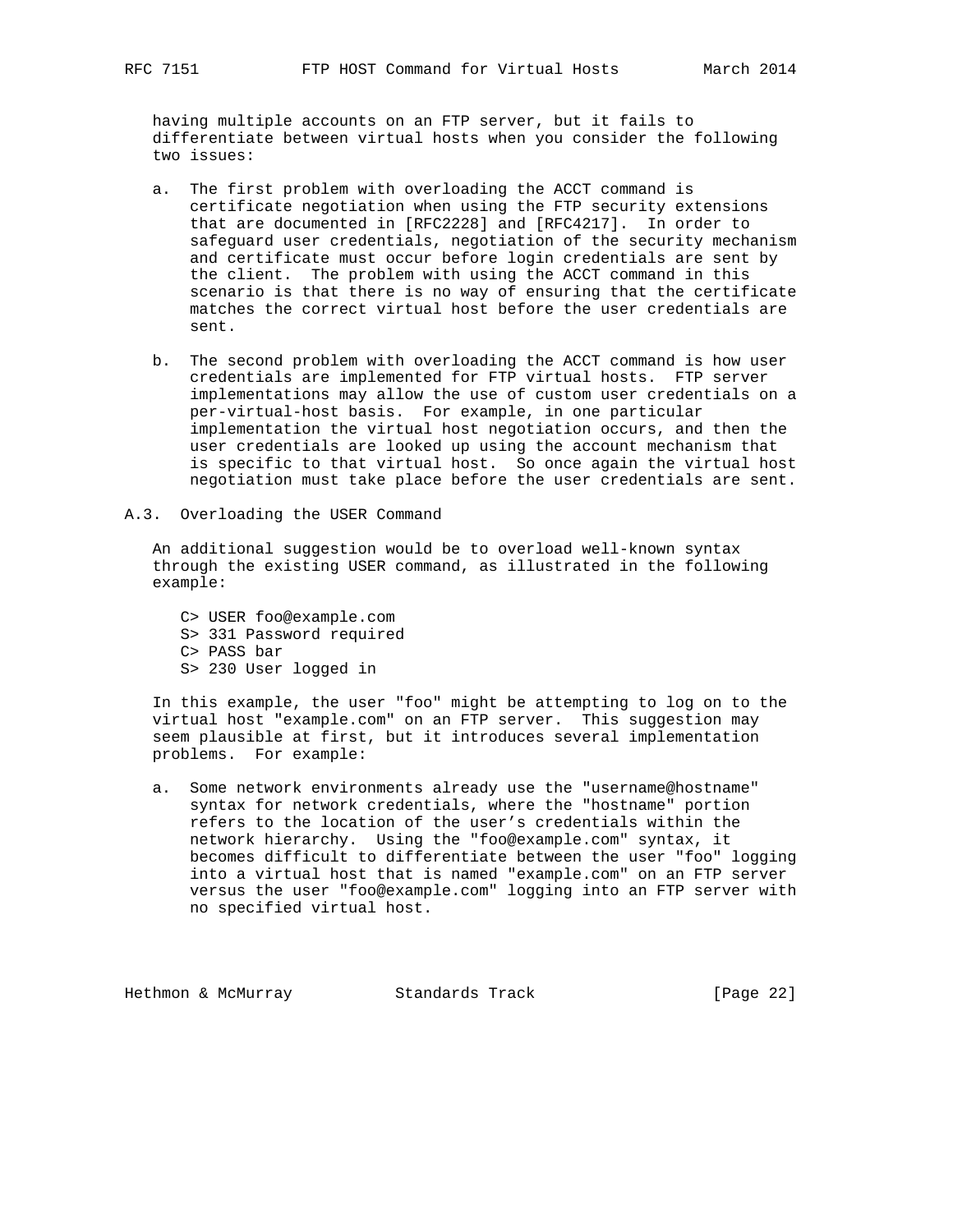having multiple accounts on an FTP server, but it fails to differentiate between virtual hosts when you consider the following two issues:

a. The first problem with overloading the ACCT command is certificate negotiation when using the FTP security extensions that are documented in [RFC2228] and [RFC4217]. In order to safeguard user credentials, negotiation of the security mechanism and certificate must occur before login credentials are sent by the client. The problem with using the ACCT command in this scenario is that there is no way of ensuring that the certificate matches the correct virtual host before the user credentials are sent.

b. The second problem with overloading the ACCT command is how user credentials are implemented for FTP virtual hosts. FTP server implementations may allow the use of custom user credentials on a per-virtual-host basis. For example, in one particular implementation the virtual host negotiation occurs, and then the user credentials are looked up using the account mechanism that is specific to that virtual host. So once again the virtual host negotiation must take place before the user credentials are sent.

### A.3. Overloading the USER Command

An additional suggestion would be to overload well-known syntax through the existing USER command, as illustrated in the following example:

```
C> USER foo@example.com
S> 331 Password required
C> PASS bar
S> 230 User logged in
```

In this example, the user "foo" might be attempting to log on to the virtual host "example.com" on an FTP server. This suggestion may seem plausible at first, but it introduces several implementation problems. For example:

a. Some network environments already use the "username@hostname" syntax for network credentials, where the "hostname" portion refers to the location of the user's credentials within the network hierarchy. Using the "foo@example.com" syntax, it becomes difficult to differentiate between the user "foo" logging into a virtual host that is named "example.com" on an FTP server versus the user "foo@example.com" logging into an FTP server with no specified virtual host.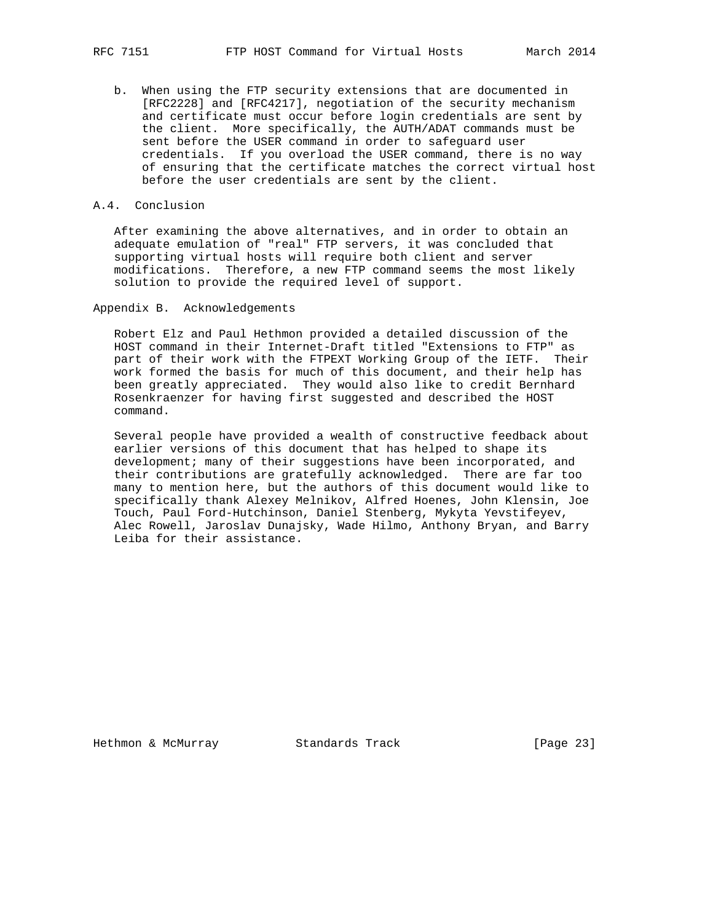b. When using the FTP security extensions that are documented in [RFC2228] and [RFC4217], negotiation of the security mechanism and certificate must occur before login credentials are sent by the client. More specifically, the AUTH/ADAT commands must be sent before the USER command in order to safeguard user credentials. If you overload the USER command, there is no way of ensuring that the certificate matches the correct virtual host before the user credentials are sent by the client.

### A.4. Conclusion

After examining the above alternatives, and in order to obtain an adequate emulation of "real" FTP servers, it was concluded that supporting virtual hosts will require both client and server modifications. Therefore, a new FTP command seems the most likely solution to provide the required level of support.

## Appendix B. Acknowledgements

Robert Elz and Paul Hethmon provided a detailed discussion of the HOST command in their Internet-Draft titled "Extensions to FTP" as part of their work with the FTPEXT Working Group of the IETF. Their work formed the basis for much of this document, and their help has been greatly appreciated. They would also like to credit Bernhard Rosenkraenzer for having first suggested and described the HOST command.

Several people have provided a wealth of constructive feedback about earlier versions of this document that has helped to shape its development; many of their suggestions have been incorporated, and their contributions are gratefully acknowledged. There are far too many to mention here, but the authors of this document would like to specifically thank Alexey Melnikov, Alfred Hoenes, John Klensin, Joe Touch, Paul Ford-Hutchinson, Daniel Stenberg, Mykyta Yevstifeyev, Alec Rowell, Jaroslav Dunajsky, Wade Hilmo, Anthony Bryan, and Barry Leiba for their assistance.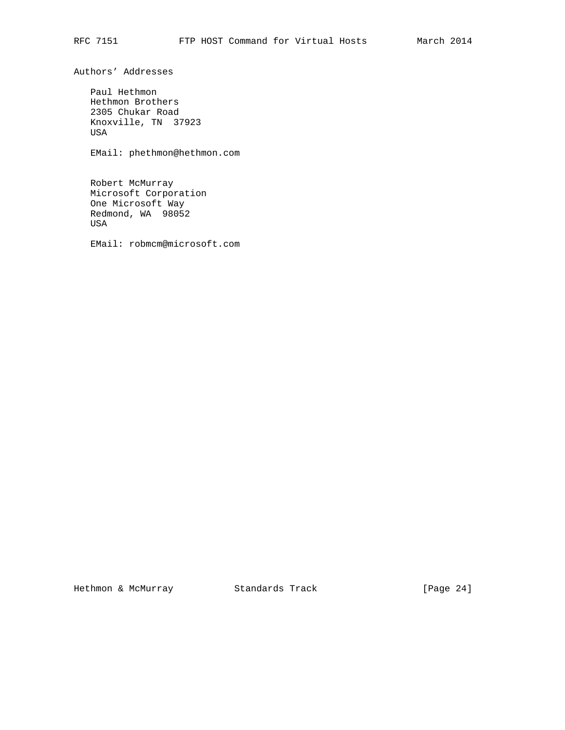## Authors' Addresses

Paul Hethmon
Hethmon Brothers
2305 Chukar Road
Knoxville, TN  37923
USA

EMail: phethmon@hethmon.com

Robert McMurray
Microsoft Corporation
One Microsoft Way
Redmond, WA  98052
USA

EMail: robmcm@microsoft.com